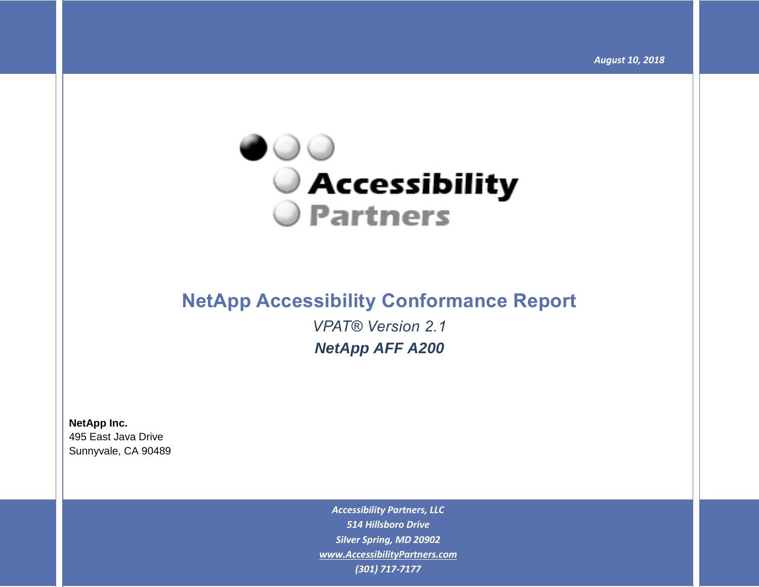*August 10, 2018*

Accessibility Partners

# NetApp Accessibility Conformance Report

*VPAT® Version 2.1*

***NetApp AFF A200***

**NetApp Inc.**
495 East Java Drive
Sunnyvale, CA 90489

*Accessibility Partners, LLC*
*514 Hillsboro Drive*
*Silver Spring, MD 20902*
*www.AccessibilityPartners.com*
*(301) 717-7177*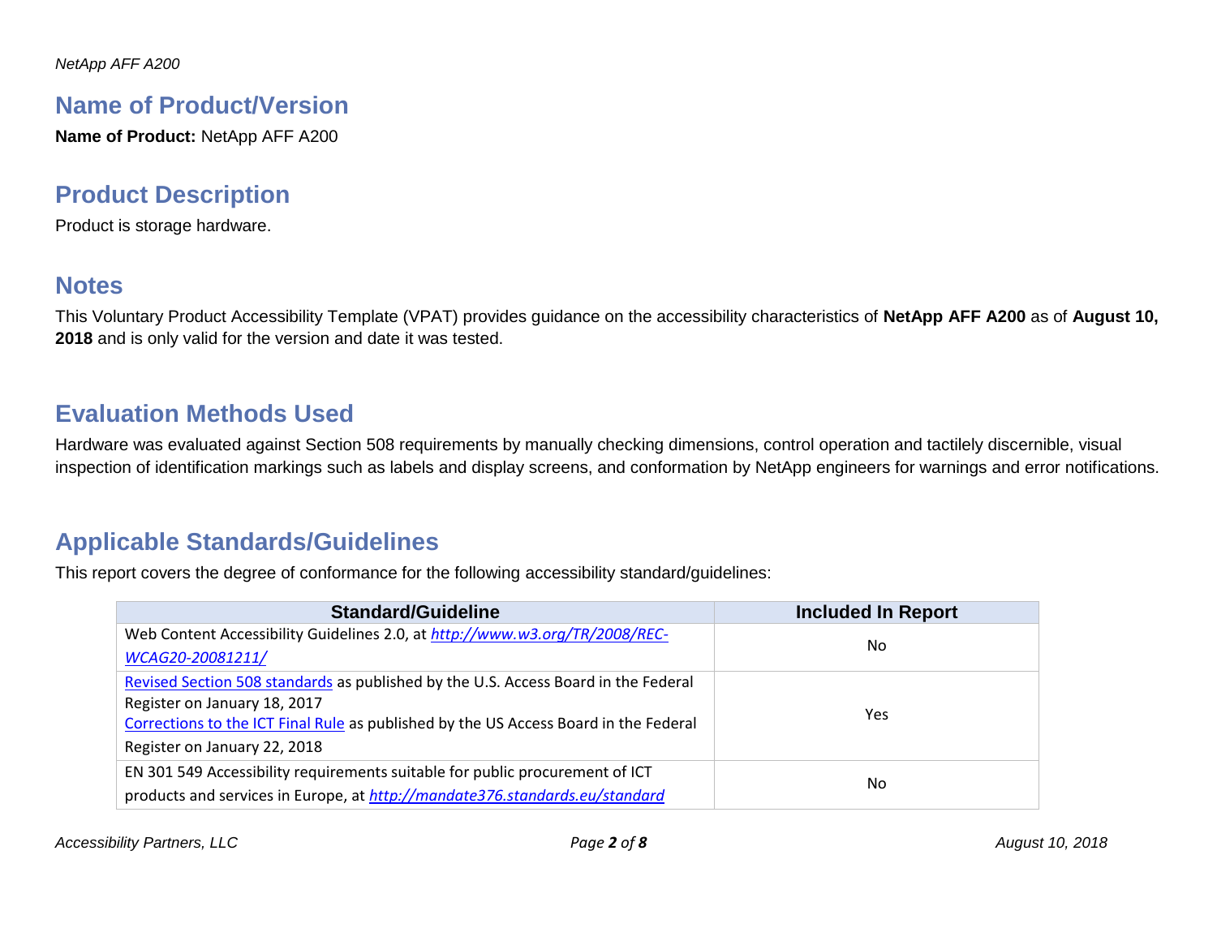## Name of Product/Version

**Name of Product:** NetApp AFF A200

## Product Description

Product is storage hardware.

## Notes

This Voluntary Product Accessibility Template (VPAT) provides guidance on the accessibility characteristics of **NetApp AFF A200** as of **August 10, 2018** and is only valid for the version and date it was tested.

## Evaluation Methods Used

Hardware was evaluated against Section 508 requirements by manually checking dimensions, control operation and tactilely discernible, visual inspection of identification markings such as labels and display screens, and conformation by NetApp engineers for warnings and error notifications.

## Applicable Standards/Guidelines

This report covers the degree of conformance for the following accessibility standard/guidelines:

| Standard/Guideline | Included In Report |
|---|---|
| Web Content Accessibility Guidelines 2.0, at *http://www.w3.org/TR/2008/REC-WCAG20-20081211/* | No |
| Revised Section 508 standards as published by the U.S. Access Board in the Federal Register on January 18, 2017<br>Corrections to the ICT Final Rule as published by the US Access Board in the Federal Register on January 22, 2018 | Yes |
| EN 301 549 Accessibility requirements suitable for public procurement of ICT products and services in Europe, at *http://mandate376.standards.eu/standard* | No |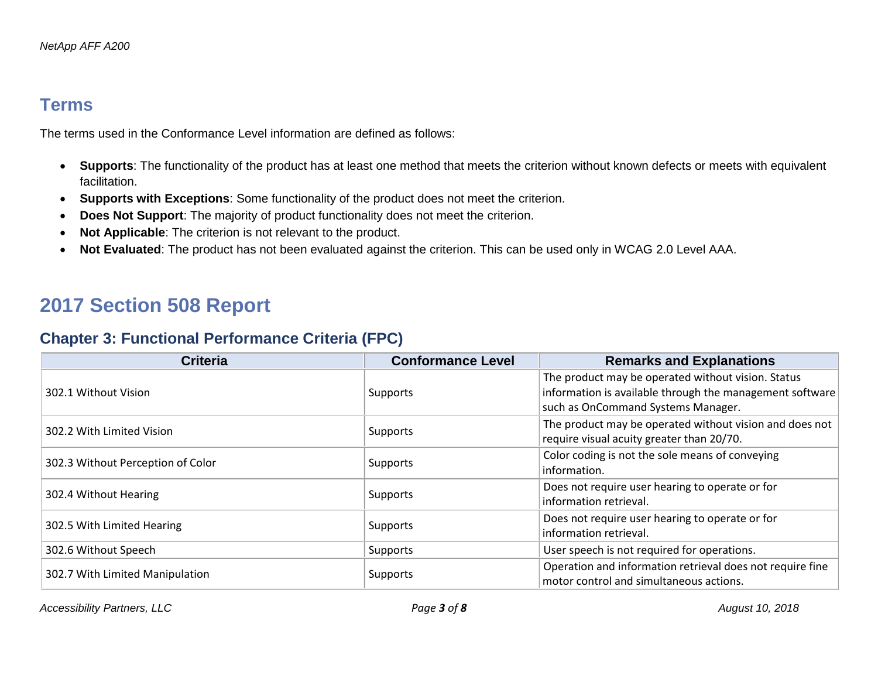## Terms

The terms used in the Conformance Level information are defined as follows:

- **Supports**: The functionality of the product has at least one method that meets the criterion without known defects or meets with equivalent facilitation.
- **Supports with Exceptions**: Some functionality of the product does not meet the criterion.
- **Does Not Support**: The majority of product functionality does not meet the criterion.
- **Not Applicable**: The criterion is not relevant to the product.
- **Not Evaluated**: The product has not been evaluated against the criterion. This can be used only in WCAG 2.0 Level AAA.

# 2017 Section 508 Report

## Chapter 3: Functional Performance Criteria (FPC)

| Criteria | Conformance Level | Remarks and Explanations |
|---|---|---|
| 302.1 Without Vision | Supports | The product may be operated without vision. Status information is available through the management software such as OnCommand Systems Manager. |
| 302.2 With Limited Vision | Supports | The product may be operated without vision and does not require visual acuity greater than 20/70. |
| 302.3 Without Perception of Color | Supports | Color coding is not the sole means of conveying information. |
| 302.4 Without Hearing | Supports | Does not require user hearing to operate or for information retrieval. |
| 302.5 With Limited Hearing | Supports | Does not require user hearing to operate or for information retrieval. |
| 302.6 Without Speech | Supports | User speech is not required for operations. |
| 302.7 With Limited Manipulation | Supports | Operation and information retrieval does not require fine motor control and simultaneous actions. |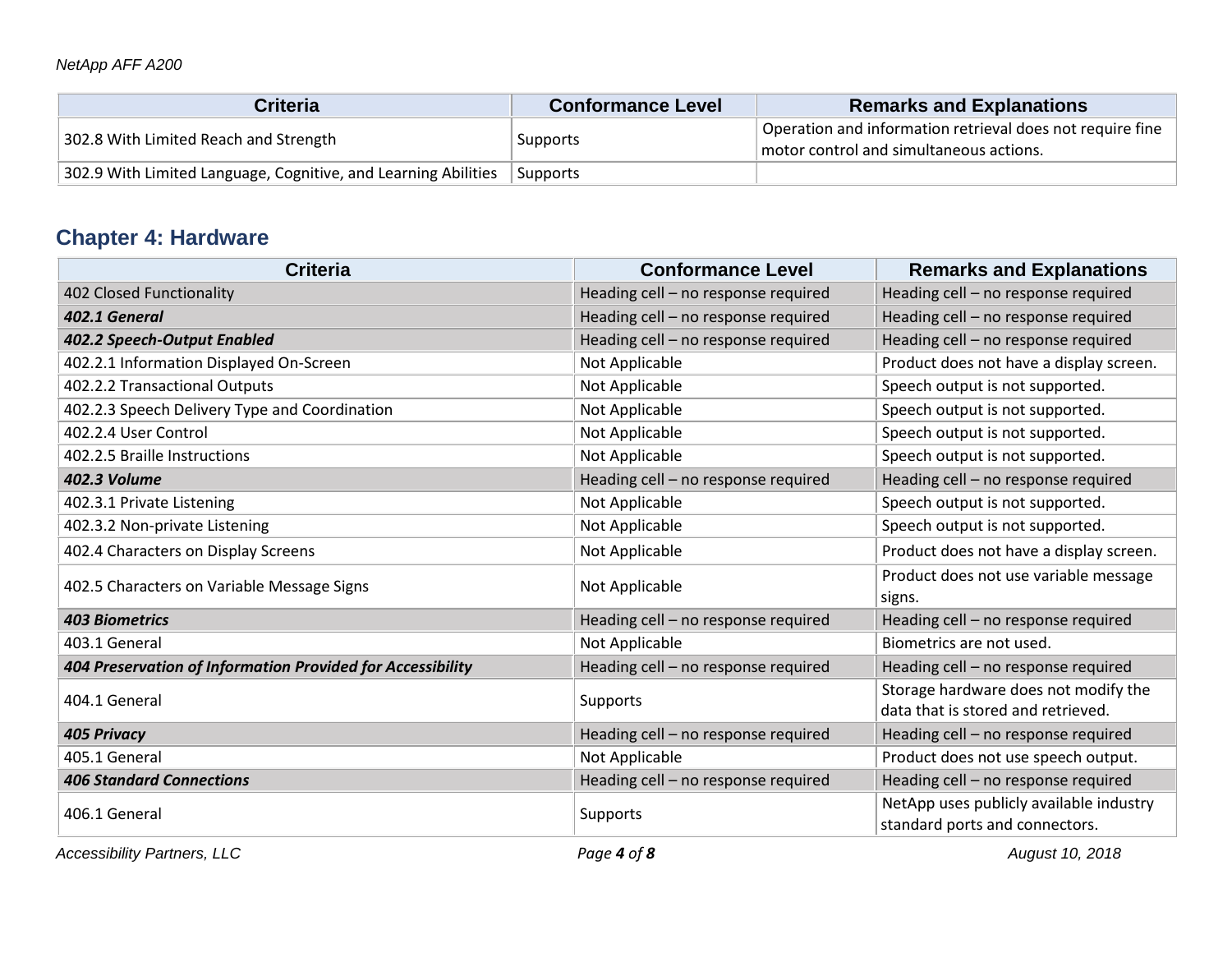| Criteria | Conformance Level | Remarks and Explanations |
|---|---|---|
| 302.8 With Limited Reach and Strength | Supports | Operation and information retrieval does not require fine motor control and simultaneous actions. |
| 302.9 With Limited Language, Cognitive, and Learning Abilities | Supports | |

## Chapter 4: Hardware

| Criteria | Conformance Level | Remarks and Explanations |
|---|---|---|
| 402 Closed Functionality | Heading cell – no response required | Heading cell – no response required |
| ***402.1 General*** | Heading cell – no response required | Heading cell – no response required |
| ***402.2 Speech-Output Enabled*** | Heading cell – no response required | Heading cell – no response required |
| 402.2.1 Information Displayed On-Screen | Not Applicable | Product does not have a display screen. |
| 402.2.2 Transactional Outputs | Not Applicable | Speech output is not supported. |
| 402.2.3 Speech Delivery Type and Coordination | Not Applicable | Speech output is not supported. |
| 402.2.4 User Control | Not Applicable | Speech output is not supported. |
| 402.2.5 Braille Instructions | Not Applicable | Speech output is not supported. |
| ***402.3 Volume*** | Heading cell – no response required | Heading cell – no response required |
| 402.3.1 Private Listening | Not Applicable | Speech output is not supported. |
| 402.3.2 Non-private Listening | Not Applicable | Speech output is not supported. |
| 402.4 Characters on Display Screens | Not Applicable | Product does not have a display screen. |
| 402.5 Characters on Variable Message Signs | Not Applicable | Product does not use variable message signs. |
| ***403 Biometrics*** | Heading cell – no response required | Heading cell – no response required |
| 403.1 General | Not Applicable | Biometrics are not used. |
| ***404 Preservation of Information Provided for Accessibility*** | Heading cell – no response required | Heading cell – no response required |
| 404.1 General | Supports | Storage hardware does not modify the data that is stored and retrieved. |
| ***405 Privacy*** | Heading cell – no response required | Heading cell – no response required |
| 405.1 General | Not Applicable | Product does not use speech output. |
| ***406 Standard Connections*** | Heading cell – no response required | Heading cell – no response required |
| 406.1 General | Supports | NetApp uses publicly available industry standard ports and connectors. |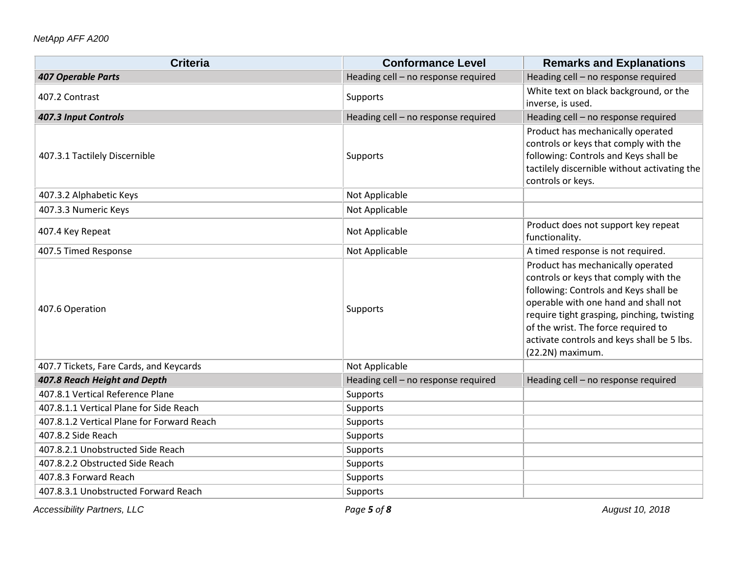| Criteria | Conformance Level | Remarks and Explanations |
| --- | --- | --- |
| ***407 Operable Parts*** | Heading cell – no response required | Heading cell – no response required |
| 407.2 Contrast | Supports | White text on black background, or the inverse, is used. |
| ***407.3 Input Controls*** | Heading cell – no response required | Heading cell – no response required |
| 407.3.1 Tactilely Discernible | Supports | Product has mechanically operated controls or keys that comply with the following: Controls and Keys shall be tactilely discernible without activating the controls or keys. |
| 407.3.2 Alphabetic Keys | Not Applicable | |
| 407.3.3 Numeric Keys | Not Applicable | |
| 407.4 Key Repeat | Not Applicable | Product does not support key repeat functionality. |
| 407.5 Timed Response | Not Applicable | A timed response is not required. |
| 407.6 Operation | Supports | Product has mechanically operated controls or keys that comply with the following: Controls and Keys shall be operable with one hand and shall not require tight grasping, pinching, twisting of the wrist. The force required to activate controls and keys shall be 5 lbs. (22.2N) maximum. |
| 407.7 Tickets, Fare Cards, and Keycards | Not Applicable | |
| ***407.8 Reach Height and Depth*** | Heading cell – no response required | Heading cell – no response required |
| 407.8.1 Vertical Reference Plane | Supports | |
| 407.8.1.1 Vertical Plane for Side Reach | Supports | |
| 407.8.1.2 Vertical Plane for Forward Reach | Supports | |
| 407.8.2 Side Reach | Supports | |
| 407.8.2.1 Unobstructed Side Reach | Supports | |
| 407.8.2.2 Obstructed Side Reach | Supports | |
| 407.8.3 Forward Reach | Supports | |
| 407.8.3.1 Unobstructed Forward Reach | Supports | |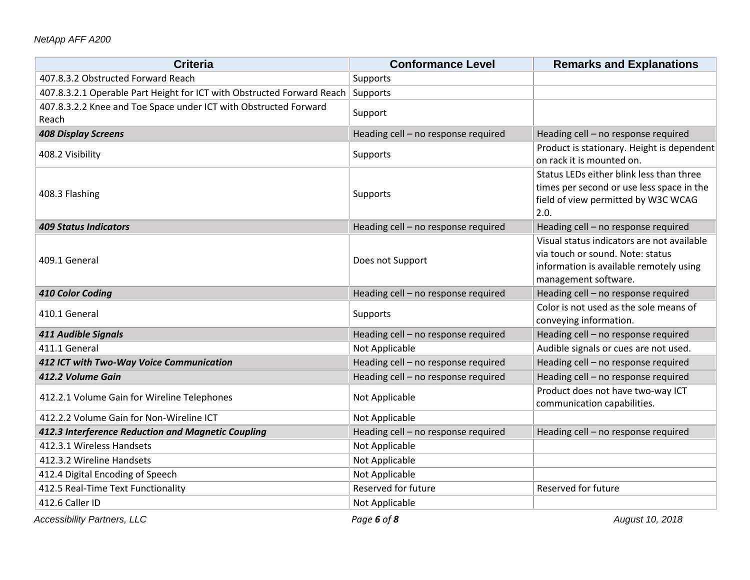| Criteria | Conformance Level | Remarks and Explanations |
| --- | --- | --- |
| 407.8.3.2 Obstructed Forward Reach | Supports | |
| 407.8.3.2.1 Operable Part Height for ICT with Obstructed Forward Reach | Supports | |
| 407.8.3.2.2 Knee and Toe Space under ICT with Obstructed Forward Reach | Support | |
| ***408 Display Screens*** | Heading cell – no response required | Heading cell – no response required |
| 408.2 Visibility | Supports | Product is stationary. Height is dependent on rack it is mounted on. |
| 408.3 Flashing | Supports | Status LEDs either blink less than three times per second or use less space in the field of view permitted by W3C WCAG 2.0. |
| ***409 Status Indicators*** | Heading cell – no response required | Heading cell – no response required |
| 409.1 General | Does not Support | Visual status indicators are not available via touch or sound. Note: status information is available remotely using management software. |
| ***410 Color Coding*** | Heading cell – no response required | Heading cell – no response required |
| 410.1 General | Supports | Color is not used as the sole means of conveying information. |
| ***411 Audible Signals*** | Heading cell – no response required | Heading cell – no response required |
| 411.1 General | Not Applicable | Audible signals or cues are not used. |
| ***412 ICT with Two-Way Voice Communication*** | Heading cell – no response required | Heading cell – no response required |
| ***412.2 Volume Gain*** | Heading cell – no response required | Heading cell – no response required |
| 412.2.1 Volume Gain for Wireline Telephones | Not Applicable | Product does not have two-way ICT communication capabilities. |
| 412.2.2 Volume Gain for Non-Wireline ICT | Not Applicable | |
| ***412.3 Interference Reduction and Magnetic Coupling*** | Heading cell – no response required | Heading cell – no response required |
| 412.3.1 Wireless Handsets | Not Applicable | |
| 412.3.2 Wireline Handsets | Not Applicable | |
| 412.4 Digital Encoding of Speech | Not Applicable | |
| 412.5 Real-Time Text Functionality | Reserved for future | Reserved for future |
| 412.6 Caller ID | Not Applicable | |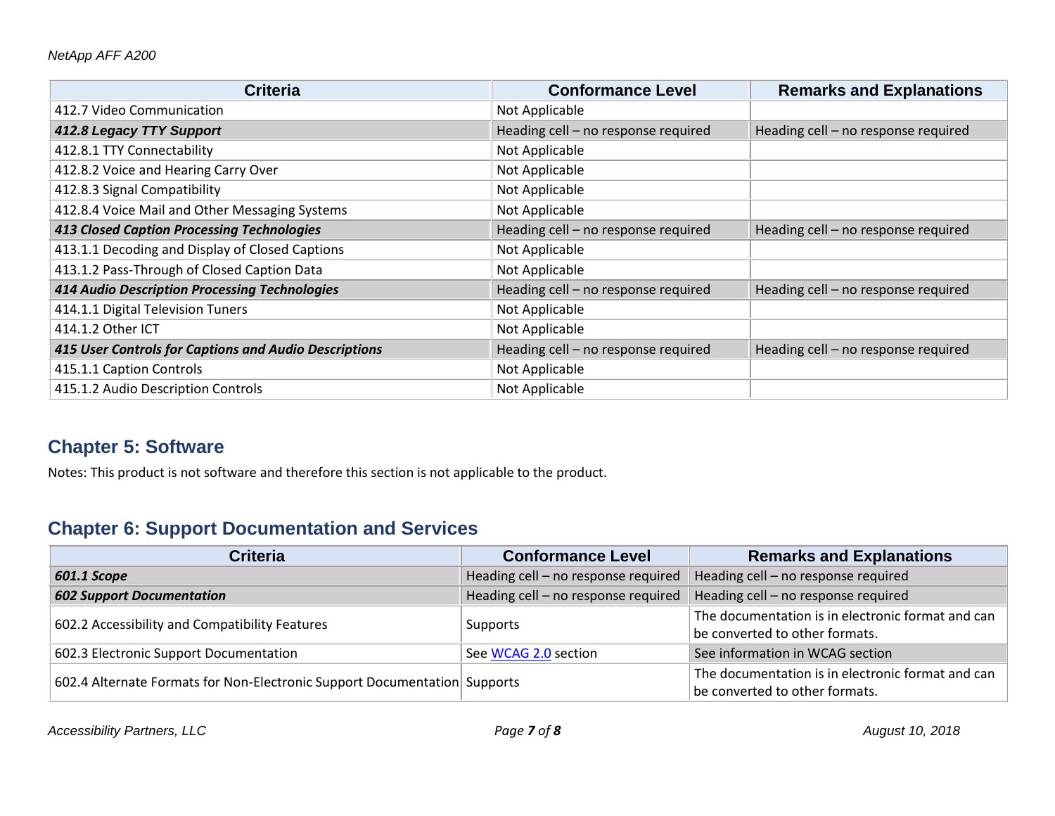| Criteria | Conformance Level | Remarks and Explanations |
|---|---|---|
| 412.7 Video Communication | Not Applicable | |
| ***412.8 Legacy TTY Support*** | Heading cell – no response required | Heading cell – no response required |
| 412.8.1 TTY Connectability | Not Applicable | |
| 412.8.2 Voice and Hearing Carry Over | Not Applicable | |
| 412.8.3 Signal Compatibility | Not Applicable | |
| 412.8.4 Voice Mail and Other Messaging Systems | Not Applicable | |
| ***413 Closed Caption Processing Technologies*** | Heading cell – no response required | Heading cell – no response required |
| 413.1.1 Decoding and Display of Closed Captions | Not Applicable | |
| 413.1.2 Pass-Through of Closed Caption Data | Not Applicable | |
| ***414 Audio Description Processing Technologies*** | Heading cell – no response required | Heading cell – no response required |
| 414.1.1 Digital Television Tuners | Not Applicable | |
| 414.1.2 Other ICT | Not Applicable | |
| ***415 User Controls for Captions and Audio Descriptions*** | Heading cell – no response required | Heading cell – no response required |
| 415.1.1 Caption Controls | Not Applicable | |
| 415.1.2 Audio Description Controls | Not Applicable | |

## Chapter 5: Software

Notes: This product is not software and therefore this section is not applicable to the product.

## Chapter 6: Support Documentation and Services

| Criteria | Conformance Level | Remarks and Explanations |
|---|---|---|
| ***601.1 Scope*** | Heading cell – no response required | Heading cell – no response required |
| ***602 Support Documentation*** | Heading cell – no response required | Heading cell – no response required |
| 602.2 Accessibility and Compatibility Features | Supports | The documentation is in electronic format and can be converted to other formats. |
| 602.3 Electronic Support Documentation | See WCAG 2.0 section | See information in WCAG section |
| 602.4 Alternate Formats for Non-Electronic Support Documentation | Supports | The documentation is in electronic format and can be converted to other formats. |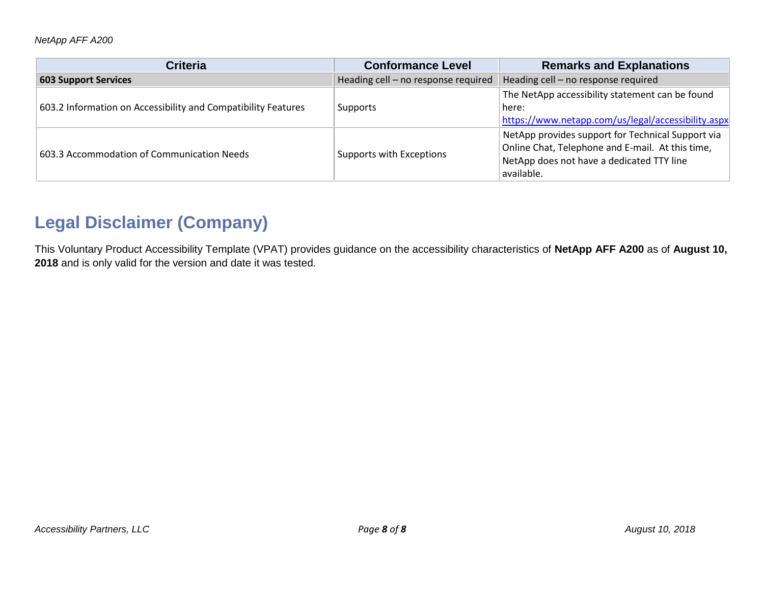| Criteria | Conformance Level | Remarks and Explanations |
|---|---|---|
| **603 Support Services** | Heading cell – no response required | Heading cell – no response required |
| 603.2 Information on Accessibility and Compatibility Features | Supports | The NetApp accessibility statement can be found here: https://www.netapp.com/us/legal/accessibility.aspx |
| 603.3 Accommodation of Communication Needs | Supports with Exceptions | NetApp provides support for Technical Support via Online Chat, Telephone and E-mail. At this time, NetApp does not have a dedicated TTY line available. |

## Legal Disclaimer (Company)

This Voluntary Product Accessibility Template (VPAT) provides guidance on the accessibility characteristics of **NetApp AFF A200** as of **August 10, 2018** and is only valid for the version and date it was tested.